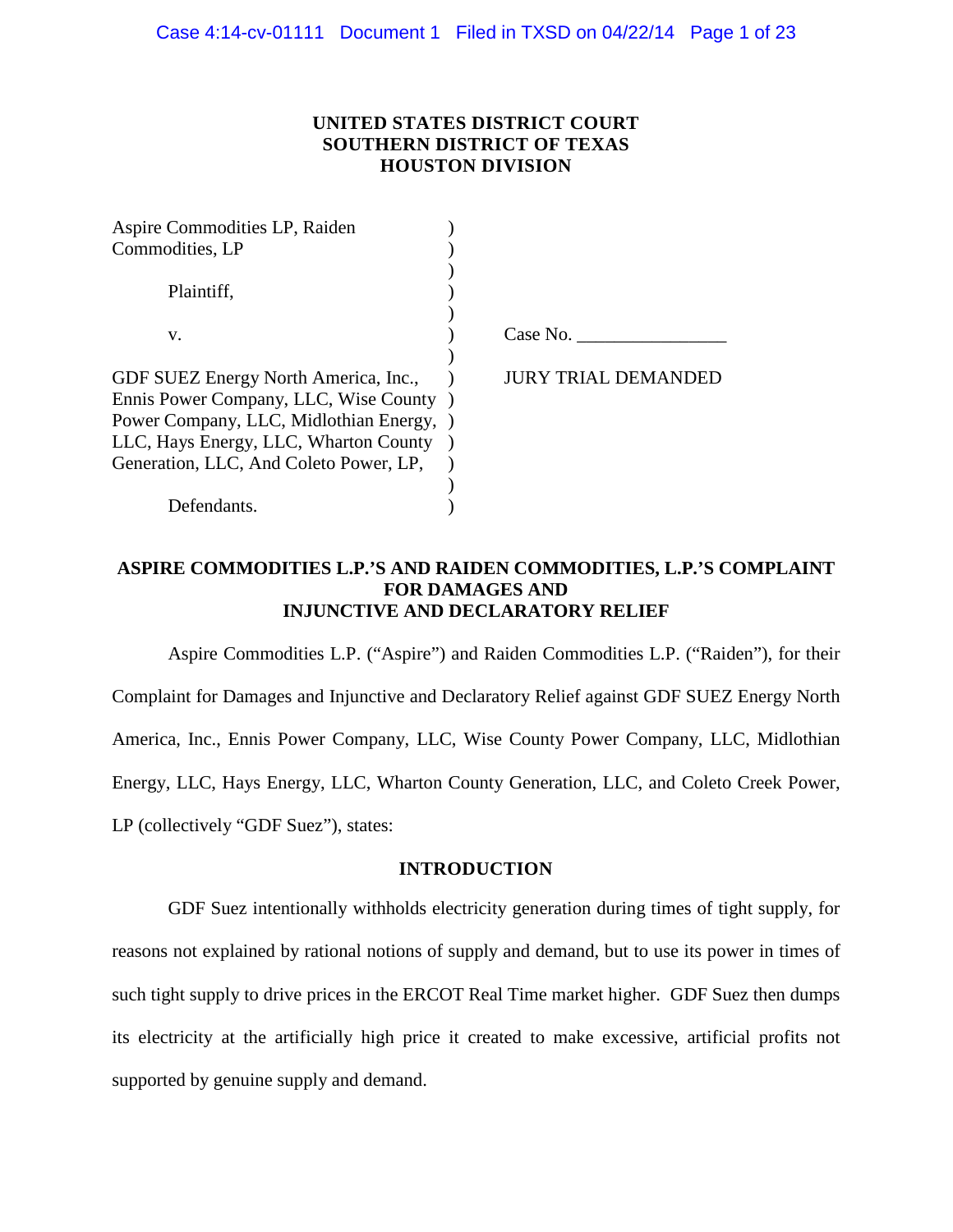**UNITED STATES DISTRICT COURT**
**SOUTHERN DISTRICT OF TEXAS**
**HOUSTON DIVISION**

| | | |
|---|---|---|
| Aspire Commodities LP, Raiden Commodities, LP | ) | |
| | ) | |
| Plaintiff, | ) | |
| | ) | |
| v. | ) | Case No. ________________ |
| | ) | |
| GDF SUEZ Energy North America, Inc., Ennis Power Company, LLC, Wise County Power Company, LLC, Midlothian Energy, LLC, Hays Energy, LLC, Wharton County Generation, LLC, And Coleto Power, LP, | ) | JURY TRIAL DEMANDED |
| | ) | |
| Defendants. | ) | |

**ASPIRE COMMODITIES L.P.'S AND RAIDEN COMMODITIES, L.P.'S COMPLAINT FOR DAMAGES AND INJUNCTIVE AND DECLARATORY RELIEF**

Aspire Commodities L.P. ("Aspire") and Raiden Commodities L.P. ("Raiden"), for their Complaint for Damages and Injunctive and Declaratory Relief against GDF SUEZ Energy North America, Inc., Ennis Power Company, LLC, Wise County Power Company, LLC, Midlothian Energy, LLC, Hays Energy, LLC, Wharton County Generation, LLC, and Coleto Creek Power, LP (collectively "GDF Suez"), states:

**INTRODUCTION**

GDF Suez intentionally withholds electricity generation during times of tight supply, for reasons not explained by rational notions of supply and demand, but to use its power in times of such tight supply to drive prices in the ERCOT Real Time market higher. GDF Suez then dumps its electricity at the artificially high price it created to make excessive, artificial profits not supported by genuine supply and demand.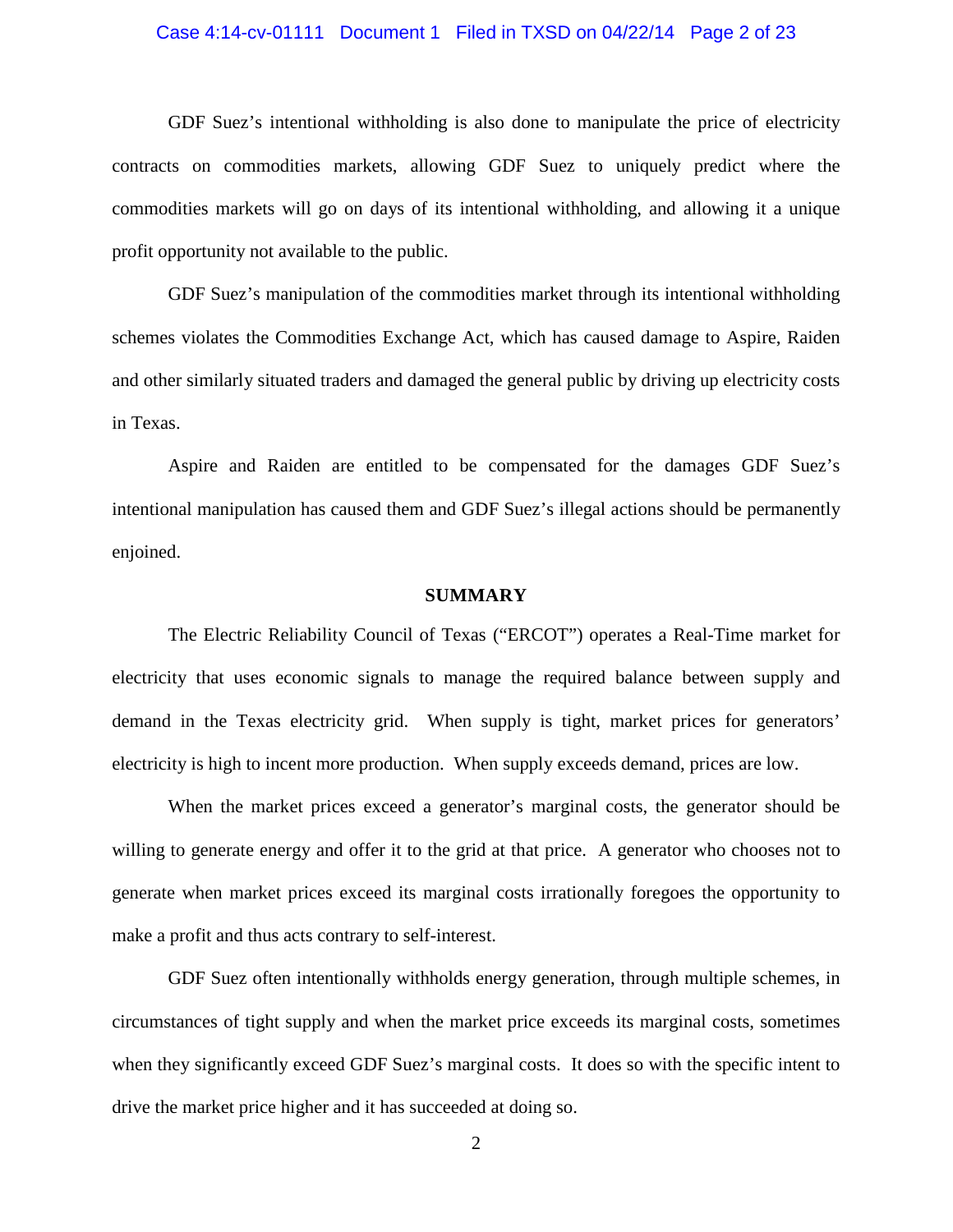GDF Suez's intentional withholding is also done to manipulate the price of electricity contracts on commodities markets, allowing GDF Suez to uniquely predict where the commodities markets will go on days of its intentional withholding, and allowing it a unique profit opportunity not available to the public.

GDF Suez's manipulation of the commodities market through its intentional withholding schemes violates the Commodities Exchange Act, which has caused damage to Aspire, Raiden and other similarly situated traders and damaged the general public by driving up electricity costs in Texas.

Aspire and Raiden are entitled to be compensated for the damages GDF Suez's intentional manipulation has caused them and GDF Suez's illegal actions should be permanently enjoined.

## SUMMARY

The Electric Reliability Council of Texas ("ERCOT") operates a Real-Time market for electricity that uses economic signals to manage the required balance between supply and demand in the Texas electricity grid. When supply is tight, market prices for generators' electricity is high to incent more production. When supply exceeds demand, prices are low.

When the market prices exceed a generator's marginal costs, the generator should be willing to generate energy and offer it to the grid at that price. A generator who chooses not to generate when market prices exceed its marginal costs irrationally foregoes the opportunity to make a profit and thus acts contrary to self-interest.

GDF Suez often intentionally withholds energy generation, through multiple schemes, in circumstances of tight supply and when the market price exceeds its marginal costs, sometimes when they significantly exceed GDF Suez's marginal costs. It does so with the specific intent to drive the market price higher and it has succeeded at doing so.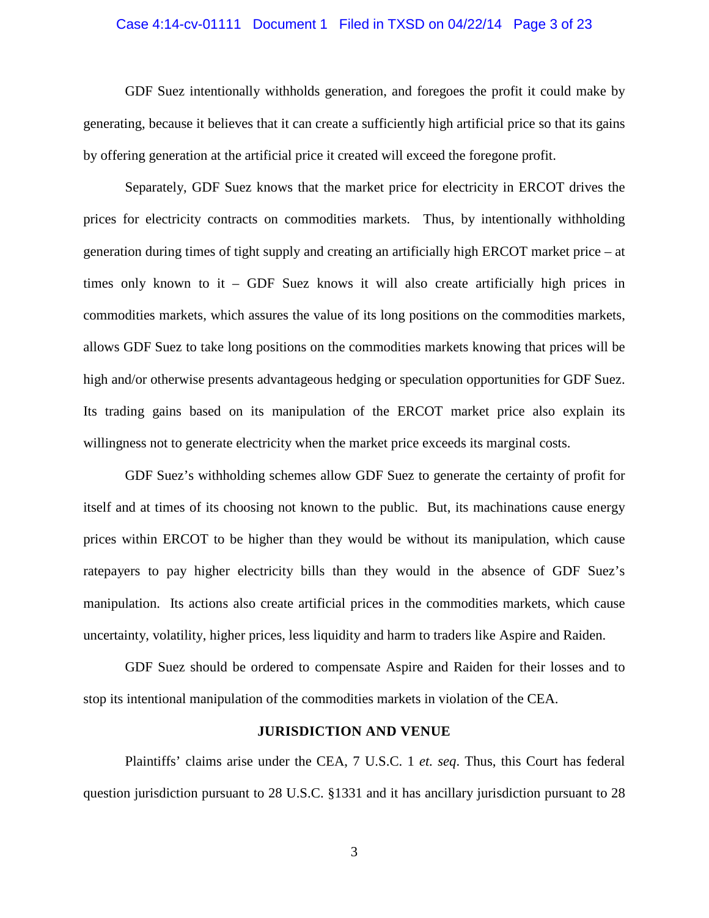GDF Suez intentionally withholds generation, and foregoes the profit it could make by generating, because it believes that it can create a sufficiently high artificial price so that its gains by offering generation at the artificial price it created will exceed the foregone profit.

Separately, GDF Suez knows that the market price for electricity in ERCOT drives the prices for electricity contracts on commodities markets. Thus, by intentionally withholding generation during times of tight supply and creating an artificially high ERCOT market price – at times only known to it – GDF Suez knows it will also create artificially high prices in commodities markets, which assures the value of its long positions on the commodities markets, allows GDF Suez to take long positions on the commodities markets knowing that prices will be high and/or otherwise presents advantageous hedging or speculation opportunities for GDF Suez. Its trading gains based on its manipulation of the ERCOT market price also explain its willingness not to generate electricity when the market price exceeds its marginal costs.

GDF Suez's withholding schemes allow GDF Suez to generate the certainty of profit for itself and at times of its choosing not known to the public. But, its machinations cause energy prices within ERCOT to be higher than they would be without its manipulation, which cause ratepayers to pay higher electricity bills than they would in the absence of GDF Suez's manipulation. Its actions also create artificial prices in the commodities markets, which cause uncertainty, volatility, higher prices, less liquidity and harm to traders like Aspire and Raiden.

GDF Suez should be ordered to compensate Aspire and Raiden for their losses and to stop its intentional manipulation of the commodities markets in violation of the CEA.

**JURISDICTION AND VENUE**

Plaintiffs' claims arise under the CEA, 7 U.S.C. 1 *et. seq*. Thus, this Court has federal question jurisdiction pursuant to 28 U.S.C. §1331 and it has ancillary jurisdiction pursuant to 28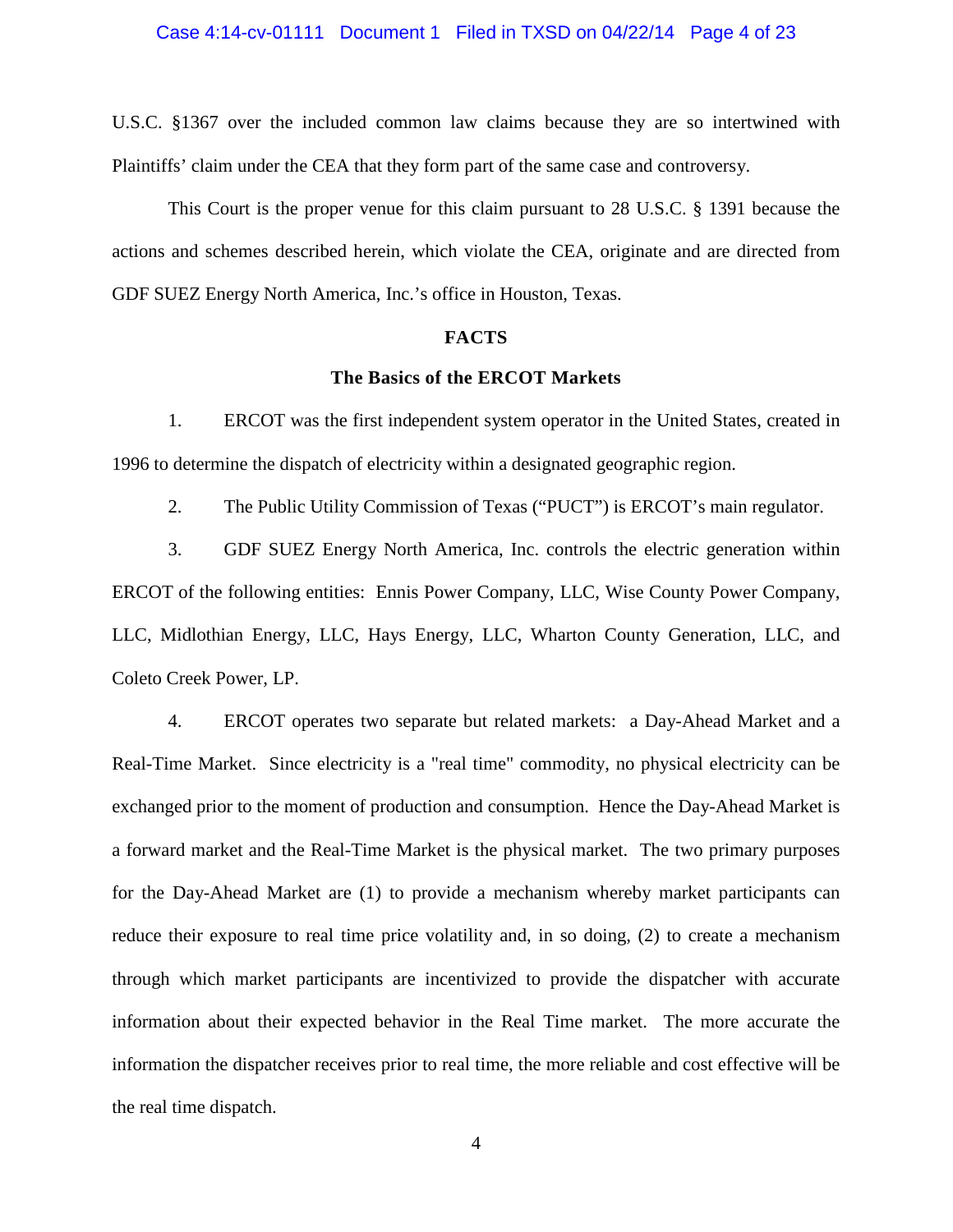U.S.C. §1367 over the included common law claims because they are so intertwined with Plaintiffs' claim under the CEA that they form part of the same case and controversy.

This Court is the proper venue for this claim pursuant to 28 U.S.C. § 1391 because the actions and schemes described herein, which violate the CEA, originate and are directed from GDF SUEZ Energy North America, Inc.'s office in Houston, Texas.

## FACTS

### The Basics of the ERCOT Markets

1. ERCOT was the first independent system operator in the United States, created in 1996 to determine the dispatch of electricity within a designated geographic region.

2. The Public Utility Commission of Texas ("PUCT") is ERCOT's main regulator.

3. GDF SUEZ Energy North America, Inc. controls the electric generation within ERCOT of the following entities: Ennis Power Company, LLC, Wise County Power Company, LLC, Midlothian Energy, LLC, Hays Energy, LLC, Wharton County Generation, LLC, and Coleto Creek Power, LP.

4. ERCOT operates two separate but related markets: a Day-Ahead Market and a Real-Time Market. Since electricity is a "real time" commodity, no physical electricity can be exchanged prior to the moment of production and consumption. Hence the Day-Ahead Market is a forward market and the Real-Time Market is the physical market. The two primary purposes for the Day-Ahead Market are (1) to provide a mechanism whereby market participants can reduce their exposure to real time price volatility and, in so doing, (2) to create a mechanism through which market participants are incentivized to provide the dispatcher with accurate information about their expected behavior in the Real Time market. The more accurate the information the dispatcher receives prior to real time, the more reliable and cost effective will be the real time dispatch.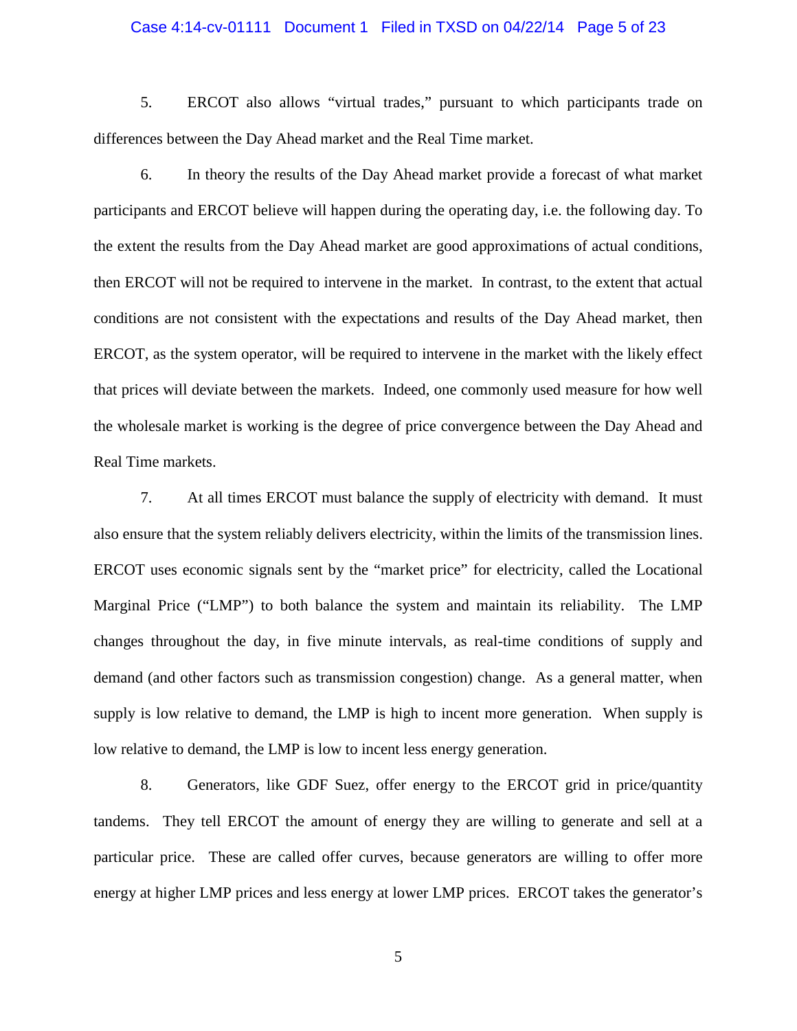5. ERCOT also allows "virtual trades," pursuant to which participants trade on differences between the Day Ahead market and the Real Time market.

6. In theory the results of the Day Ahead market provide a forecast of what market participants and ERCOT believe will happen during the operating day, i.e. the following day. To the extent the results from the Day Ahead market are good approximations of actual conditions, then ERCOT will not be required to intervene in the market. In contrast, to the extent that actual conditions are not consistent with the expectations and results of the Day Ahead market, then ERCOT, as the system operator, will be required to intervene in the market with the likely effect that prices will deviate between the markets. Indeed, one commonly used measure for how well the wholesale market is working is the degree of price convergence between the Day Ahead and Real Time markets.

7. At all times ERCOT must balance the supply of electricity with demand. It must also ensure that the system reliably delivers electricity, within the limits of the transmission lines. ERCOT uses economic signals sent by the "market price" for electricity, called the Locational Marginal Price ("LMP") to both balance the system and maintain its reliability. The LMP changes throughout the day, in five minute intervals, as real-time conditions of supply and demand (and other factors such as transmission congestion) change. As a general matter, when supply is low relative to demand, the LMP is high to incent more generation. When supply is low relative to demand, the LMP is low to incent less energy generation.

8. Generators, like GDF Suez, offer energy to the ERCOT grid in price/quantity tandems. They tell ERCOT the amount of energy they are willing to generate and sell at a particular price. These are called offer curves, because generators are willing to offer more energy at higher LMP prices and less energy at lower LMP prices. ERCOT takes the generator's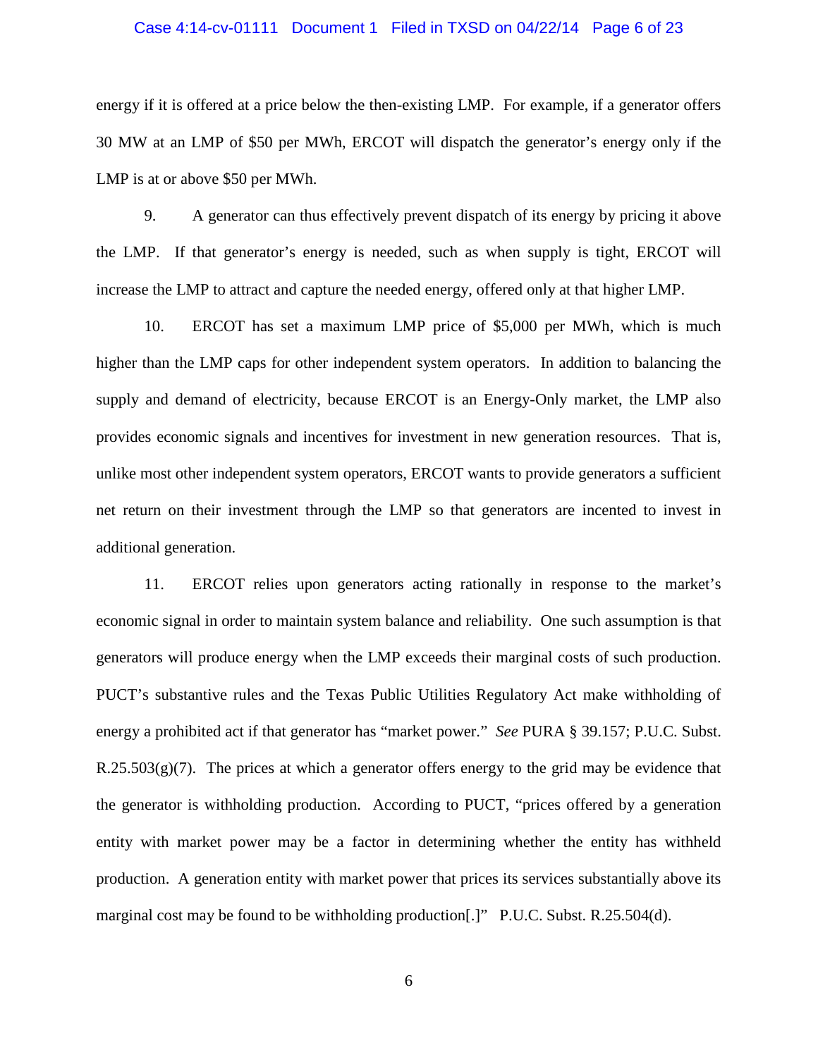energy if it is offered at a price below the then-existing LMP. For example, if a generator offers 30 MW at an LMP of $50 per MWh, ERCOT will dispatch the generator's energy only if the LMP is at or above $50 per MWh.

9. A generator can thus effectively prevent dispatch of its energy by pricing it above the LMP. If that generator's energy is needed, such as when supply is tight, ERCOT will increase the LMP to attract and capture the needed energy, offered only at that higher LMP.

10. ERCOT has set a maximum LMP price of $5,000 per MWh, which is much higher than the LMP caps for other independent system operators. In addition to balancing the supply and demand of electricity, because ERCOT is an Energy-Only market, the LMP also provides economic signals and incentives for investment in new generation resources. That is, unlike most other independent system operators, ERCOT wants to provide generators a sufficient net return on their investment through the LMP so that generators are incented to invest in additional generation.

11. ERCOT relies upon generators acting rationally in response to the market's economic signal in order to maintain system balance and reliability. One such assumption is that generators will produce energy when the LMP exceeds their marginal costs of such production. PUCT's substantive rules and the Texas Public Utilities Regulatory Act make withholding of energy a prohibited act if that generator has "market power." *See* PURA § 39.157; P.U.C. Subst. R.25.503(g)(7). The prices at which a generator offers energy to the grid may be evidence that the generator is withholding production. According to PUCT, "prices offered by a generation entity with market power may be a factor in determining whether the entity has withheld production. A generation entity with market power that prices its services substantially above its marginal cost may be found to be withholding production[.]" P.U.C. Subst. R.25.504(d).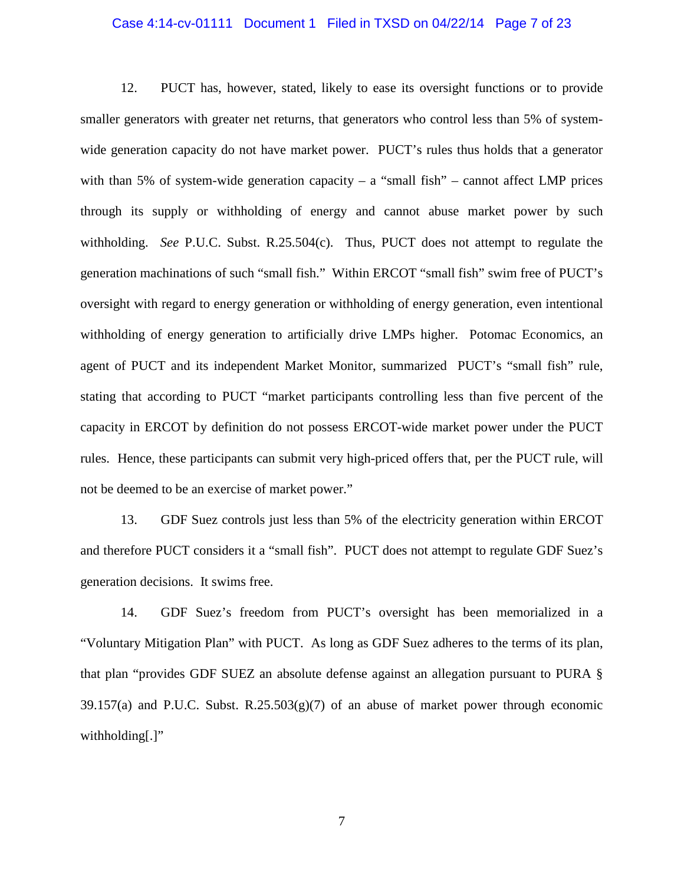12. PUCT has, however, stated, likely to ease its oversight functions or to provide smaller generators with greater net returns, that generators who control less than 5% of system-wide generation capacity do not have market power. PUCT's rules thus holds that a generator with than 5% of system-wide generation capacity – a "small fish" – cannot affect LMP prices through its supply or withholding of energy and cannot abuse market power by such withholding. *See* P.U.C. Subst. R.25.504(c). Thus, PUCT does not attempt to regulate the generation machinations of such "small fish." Within ERCOT "small fish" swim free of PUCT's oversight with regard to energy generation or withholding of energy generation, even intentional withholding of energy generation to artificially drive LMPs higher. Potomac Economics, an agent of PUCT and its independent Market Monitor, summarized PUCT's "small fish" rule, stating that according to PUCT "market participants controlling less than five percent of the capacity in ERCOT by definition do not possess ERCOT-wide market power under the PUCT rules. Hence, these participants can submit very high-priced offers that, per the PUCT rule, will not be deemed to be an exercise of market power."

13. GDF Suez controls just less than 5% of the electricity generation within ERCOT and therefore PUCT considers it a "small fish". PUCT does not attempt to regulate GDF Suez's generation decisions. It swims free.

14. GDF Suez's freedom from PUCT's oversight has been memorialized in a "Voluntary Mitigation Plan" with PUCT. As long as GDF Suez adheres to the terms of its plan, that plan "provides GDF SUEZ an absolute defense against an allegation pursuant to PURA § 39.157(a) and P.U.C. Subst. R.25.503(g)(7) of an abuse of market power through economic withholding[.]"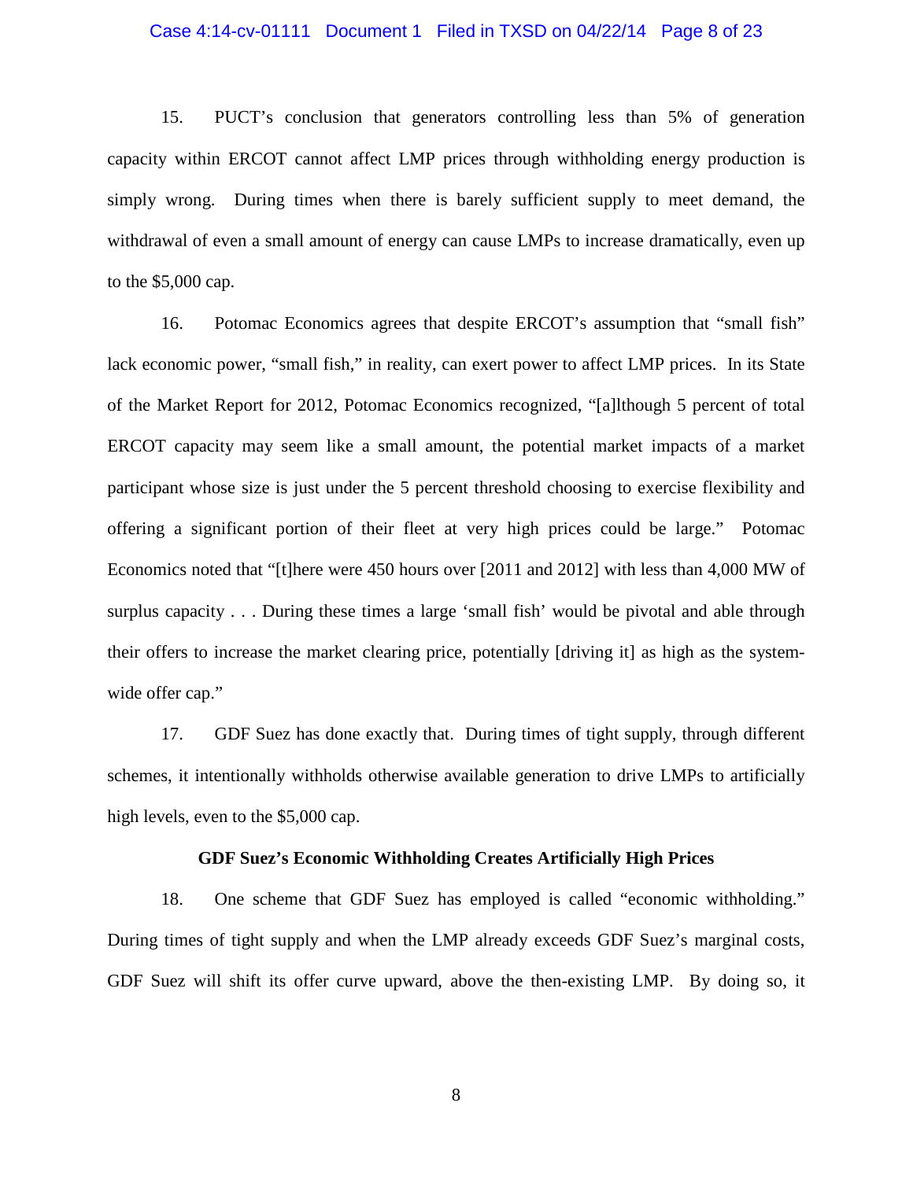15. PUCT's conclusion that generators controlling less than 5% of generation capacity within ERCOT cannot affect LMP prices through withholding energy production is simply wrong. During times when there is barely sufficient supply to meet demand, the withdrawal of even a small amount of energy can cause LMPs to increase dramatically, even up to the $5,000 cap.

16. Potomac Economics agrees that despite ERCOT's assumption that "small fish" lack economic power, "small fish," in reality, can exert power to affect LMP prices. In its State of the Market Report for 2012, Potomac Economics recognized, "[a]lthough 5 percent of total ERCOT capacity may seem like a small amount, the potential market impacts of a market participant whose size is just under the 5 percent threshold choosing to exercise flexibility and offering a significant portion of their fleet at very high prices could be large." Potomac Economics noted that "[t]here were 450 hours over [2011 and 2012] with less than 4,000 MW of surplus capacity . . . During these times a large 'small fish' would be pivotal and able through their offers to increase the market clearing price, potentially [driving it] as high as the system-wide offer cap."

17. GDF Suez has done exactly that. During times of tight supply, through different schemes, it intentionally withholds otherwise available generation to drive LMPs to artificially high levels, even to the $5,000 cap.

**GDF Suez's Economic Withholding Creates Artificially High Prices**

18. One scheme that GDF Suez has employed is called "economic withholding." During times of tight supply and when the LMP already exceeds GDF Suez's marginal costs, GDF Suez will shift its offer curve upward, above the then-existing LMP. By doing so, it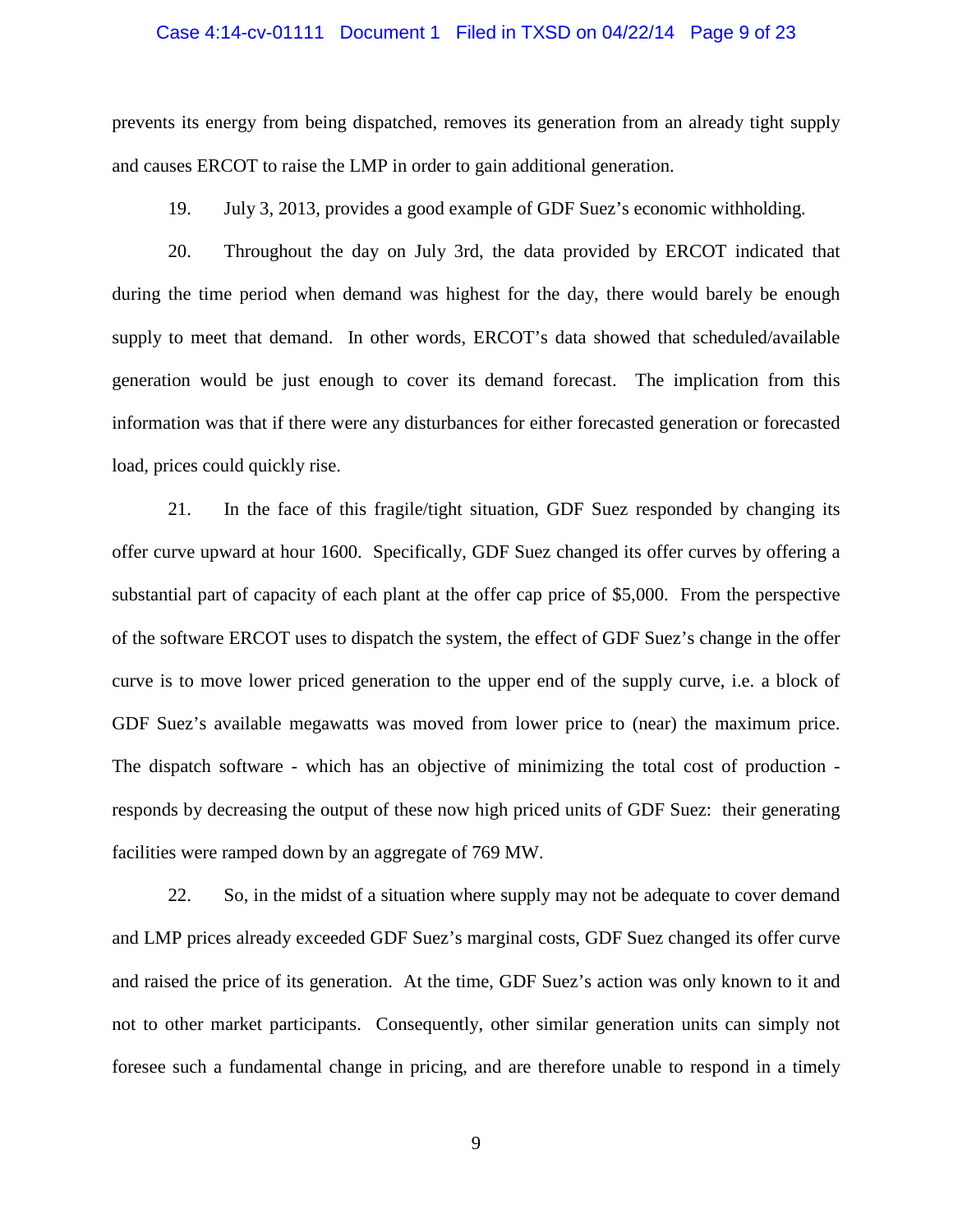prevents its energy from being dispatched, removes its generation from an already tight supply and causes ERCOT to raise the LMP in order to gain additional generation.

19. July 3, 2013, provides a good example of GDF Suez's economic withholding.

20. Throughout the day on July 3rd, the data provided by ERCOT indicated that during the time period when demand was highest for the day, there would barely be enough supply to meet that demand. In other words, ERCOT's data showed that scheduled/available generation would be just enough to cover its demand forecast. The implication from this information was that if there were any disturbances for either forecasted generation or forecasted load, prices could quickly rise.

21. In the face of this fragile/tight situation, GDF Suez responded by changing its offer curve upward at hour 1600. Specifically, GDF Suez changed its offer curves by offering a substantial part of capacity of each plant at the offer cap price of $5,000. From the perspective of the software ERCOT uses to dispatch the system, the effect of GDF Suez's change in the offer curve is to move lower priced generation to the upper end of the supply curve, i.e. a block of GDF Suez's available megawatts was moved from lower price to (near) the maximum price. The dispatch software - which has an objective of minimizing the total cost of production - responds by decreasing the output of these now high priced units of GDF Suez: their generating facilities were ramped down by an aggregate of 769 MW.

22. So, in the midst of a situation where supply may not be adequate to cover demand and LMP prices already exceeded GDF Suez's marginal costs, GDF Suez changed its offer curve and raised the price of its generation. At the time, GDF Suez's action was only known to it and not to other market participants. Consequently, other similar generation units can simply not foresee such a fundamental change in pricing, and are therefore unable to respond in a timely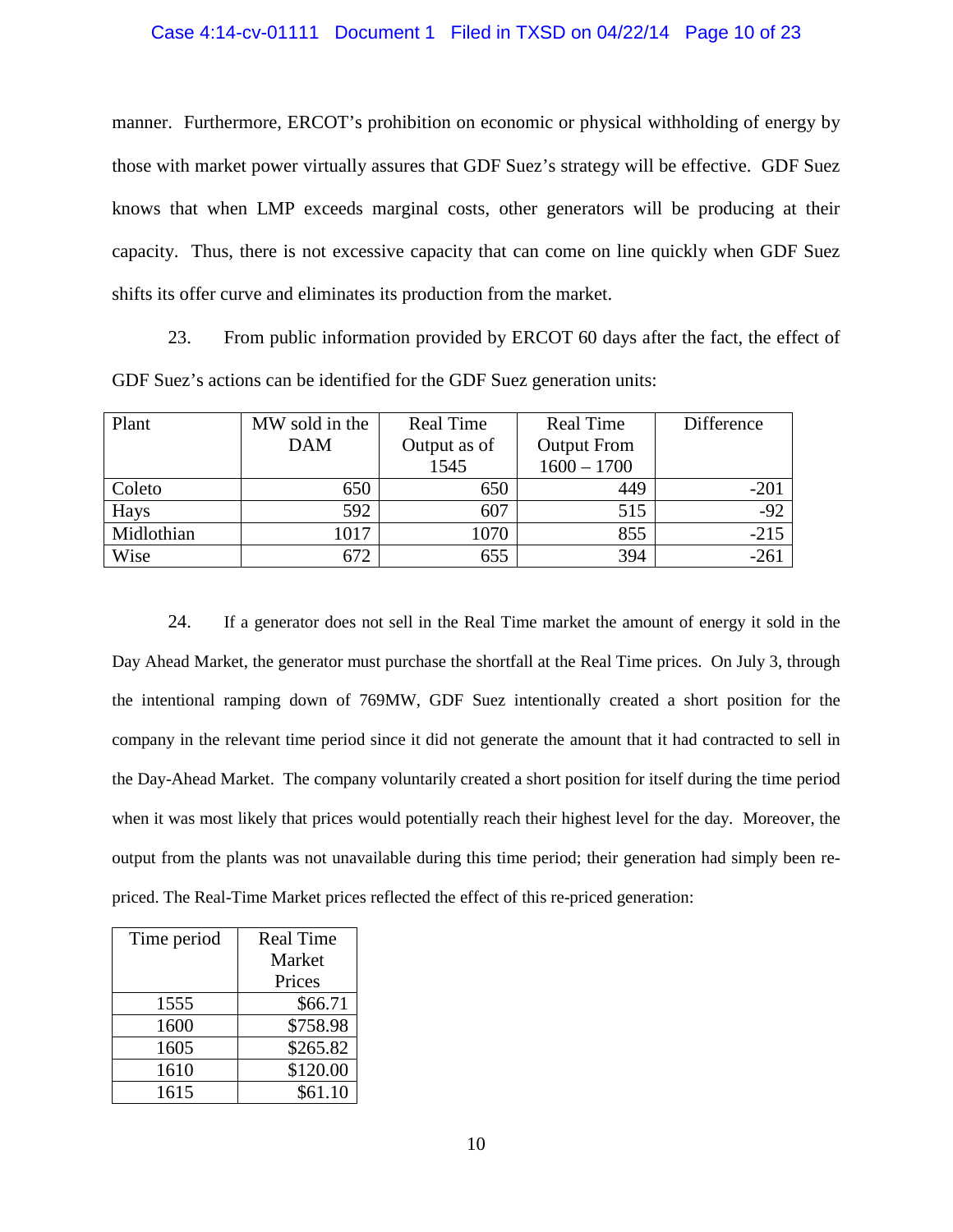manner. Furthermore, ERCOT's prohibition on economic or physical withholding of energy by those with market power virtually assures that GDF Suez's strategy will be effective. GDF Suez knows that when LMP exceeds marginal costs, other generators will be producing at their capacity. Thus, there is not excessive capacity that can come on line quickly when GDF Suez shifts its offer curve and eliminates its production from the market.

23. From public information provided by ERCOT 60 days after the fact, the effect of GDF Suez's actions can be identified for the GDF Suez generation units:

| Plant | MW sold in the DAM | Real Time Output as of 1545 | Real Time Output From 1600 – 1700 | Difference |
|---|---|---|---|---|
| Coleto | 650 | 650 | 449 | -201 |
| Hays | 592 | 607 | 515 | -92 |
| Midlothian | 1017 | 1070 | 855 | -215 |
| Wise | 672 | 655 | 394 | -261 |

24. If a generator does not sell in the Real Time market the amount of energy it sold in the Day Ahead Market, the generator must purchase the shortfall at the Real Time prices. On July 3, through the intentional ramping down of 769MW, GDF Suez intentionally created a short position for the company in the relevant time period since it did not generate the amount that it had contracted to sell in the Day-Ahead Market. The company voluntarily created a short position for itself during the time period when it was most likely that prices would potentially reach their highest level for the day. Moreover, the output from the plants was not unavailable during this time period; their generation had simply been re-priced. The Real-Time Market prices reflected the effect of this re-priced generation:

| Time period | Real Time Market Prices |
|---|---|
| 1555 | $66.71 |
| 1600 | $758.98 |
| 1605 | $265.82 |
| 1610 | $120.00 |
| 1615 | $61.10 |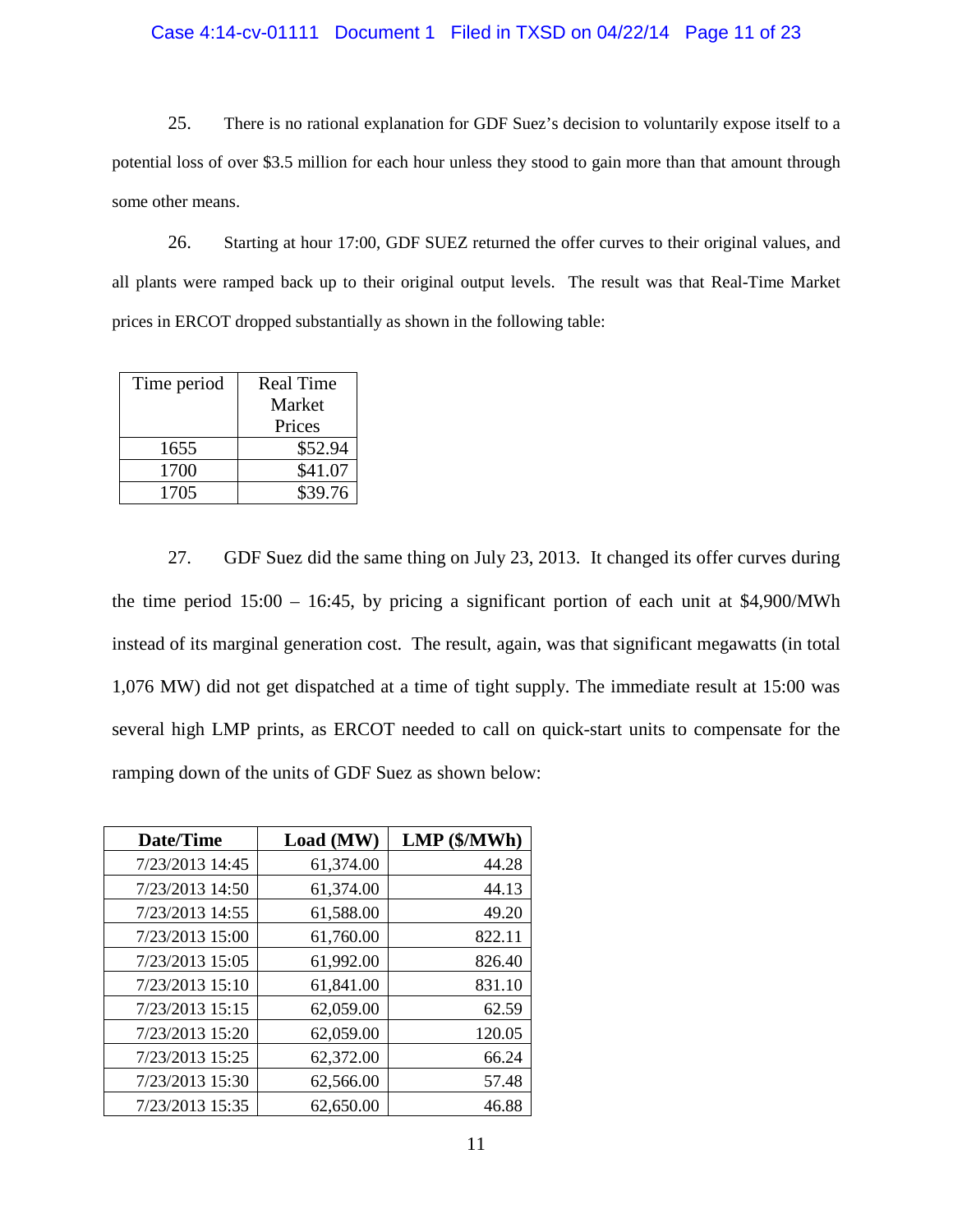25. There is no rational explanation for GDF Suez's decision to voluntarily expose itself to a potential loss of over $3.5 million for each hour unless they stood to gain more than that amount through some other means.

26. Starting at hour 17:00, GDF SUEZ returned the offer curves to their original values, and all plants were ramped back up to their original output levels. The result was that Real-Time Market prices in ERCOT dropped substantially as shown in the following table:

| Time period | Real Time Market Prices |
|---|---|
| 1655 | $52.94 |
| 1700 | $41.07 |
| 1705 | $39.76 |

27. GDF Suez did the same thing on July 23, 2013. It changed its offer curves during the time period 15:00 – 16:45, by pricing a significant portion of each unit at $4,900/MWh instead of its marginal generation cost. The result, again, was that significant megawatts (in total 1,076 MW) did not get dispatched at a time of tight supply. The immediate result at 15:00 was several high LMP prints, as ERCOT needed to call on quick-start units to compensate for the ramping down of the units of GDF Suez as shown below:

| **Date/Time** | **Load (MW)** | **LMP ($/MWh)** |
|---|---|---|
| 7/23/2013 14:45 | 61,374.00 | 44.28 |
| 7/23/2013 14:50 | 61,374.00 | 44.13 |
| 7/23/2013 14:55 | 61,588.00 | 49.20 |
| 7/23/2013 15:00 | 61,760.00 | 822.11 |
| 7/23/2013 15:05 | 61,992.00 | 826.40 |
| 7/23/2013 15:10 | 61,841.00 | 831.10 |
| 7/23/2013 15:15 | 62,059.00 | 62.59 |
| 7/23/2013 15:20 | 62,059.00 | 120.05 |
| 7/23/2013 15:25 | 62,372.00 | 66.24 |
| 7/23/2013 15:30 | 62,566.00 | 57.48 |
| 7/23/2013 15:35 | 62,650.00 | 46.88 |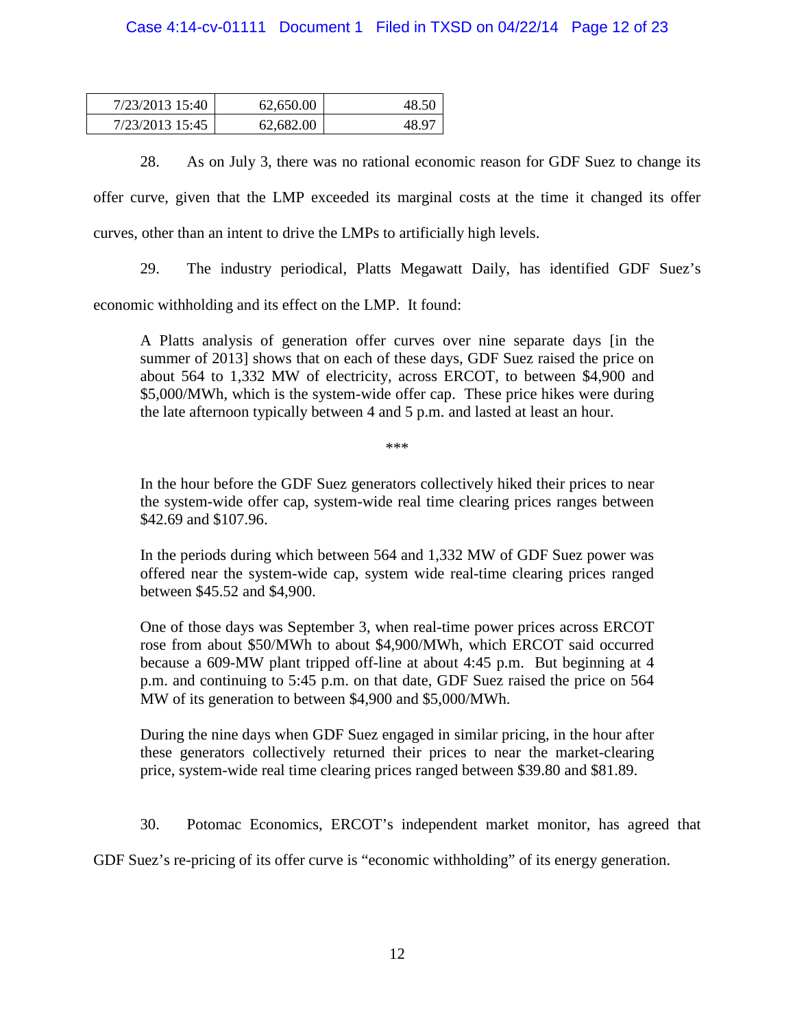| | | |
|---|---|---|
| 7/23/2013 15:40 | 62,650.00 | 48.50 |
| 7/23/2013 15:45 | 62,682.00 | 48.97 |

28. As on July 3, there was no rational economic reason for GDF Suez to change its offer curve, given that the LMP exceeded its marginal costs at the time it changed its offer curves, other than an intent to drive the LMPs to artificially high levels.

29. The industry periodical, Platts Megawatt Daily, has identified GDF Suez's economic withholding and its effect on the LMP. It found:

> A Platts analysis of generation offer curves over nine separate days [in the summer of 2013] shows that on each of these days, GDF Suez raised the price on about 564 to 1,332 MW of electricity, across ERCOT, to between $4,900 and $5,000/MWh, which is the system-wide offer cap. These price hikes were during the late afternoon typically between 4 and 5 p.m. and lasted at least an hour.
>
> \*\*\*
>
> In the hour before the GDF Suez generators collectively hiked their prices to near the system-wide offer cap, system-wide real time clearing prices ranges between $42.69 and $107.96.
>
> In the periods during which between 564 and 1,332 MW of GDF Suez power was offered near the system-wide cap, system wide real-time clearing prices ranged between $45.52 and $4,900.
>
> One of those days was September 3, when real-time power prices across ERCOT rose from about $50/MWh to about $4,900/MWh, which ERCOT said occurred because a 609-MW plant tripped off-line at about 4:45 p.m. But beginning at 4 p.m. and continuing to 5:45 p.m. on that date, GDF Suez raised the price on 564 MW of its generation to between $4,900 and $5,000/MWh.
>
> During the nine days when GDF Suez engaged in similar pricing, in the hour after these generators collectively returned their prices to near the market-clearing price, system-wide real time clearing prices ranged between $39.80 and $81.89.

30. Potomac Economics, ERCOT's independent market monitor, has agreed that GDF Suez's re-pricing of its offer curve is "economic withholding" of its energy generation.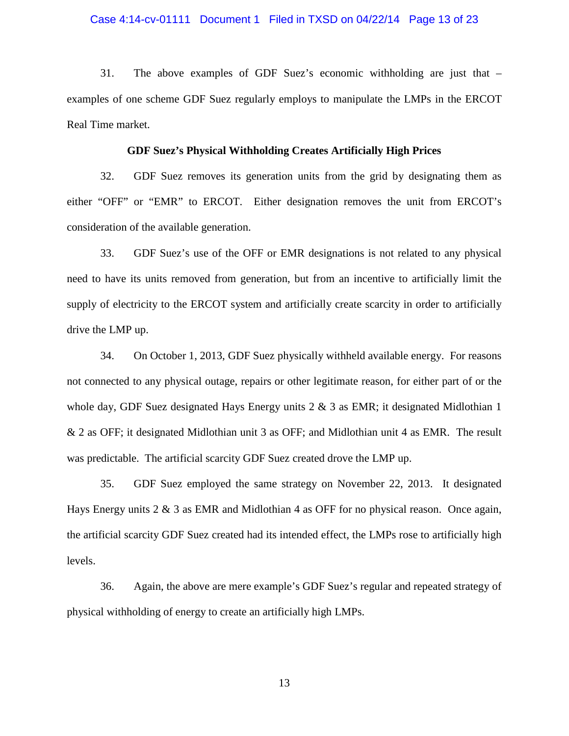31. The above examples of GDF Suez's economic withholding are just that – examples of one scheme GDF Suez regularly employs to manipulate the LMPs in the ERCOT Real Time market.

**GDF Suez's Physical Withholding Creates Artificially High Prices**

32. GDF Suez removes its generation units from the grid by designating them as either "OFF" or "EMR" to ERCOT. Either designation removes the unit from ERCOT's consideration of the available generation.

33. GDF Suez's use of the OFF or EMR designations is not related to any physical need to have its units removed from generation, but from an incentive to artificially limit the supply of electricity to the ERCOT system and artificially create scarcity in order to artificially drive the LMP up.

34. On October 1, 2013, GDF Suez physically withheld available energy. For reasons not connected to any physical outage, repairs or other legitimate reason, for either part of or the whole day, GDF Suez designated Hays Energy units 2 & 3 as EMR; it designated Midlothian 1 & 2 as OFF; it designated Midlothian unit 3 as OFF; and Midlothian unit 4 as EMR. The result was predictable. The artificial scarcity GDF Suez created drove the LMP up.

35. GDF Suez employed the same strategy on November 22, 2013. It designated Hays Energy units 2 & 3 as EMR and Midlothian 4 as OFF for no physical reason. Once again, the artificial scarcity GDF Suez created had its intended effect, the LMPs rose to artificially high levels.

36. Again, the above are mere example's GDF Suez's regular and repeated strategy of physical withholding of energy to create an artificially high LMPs.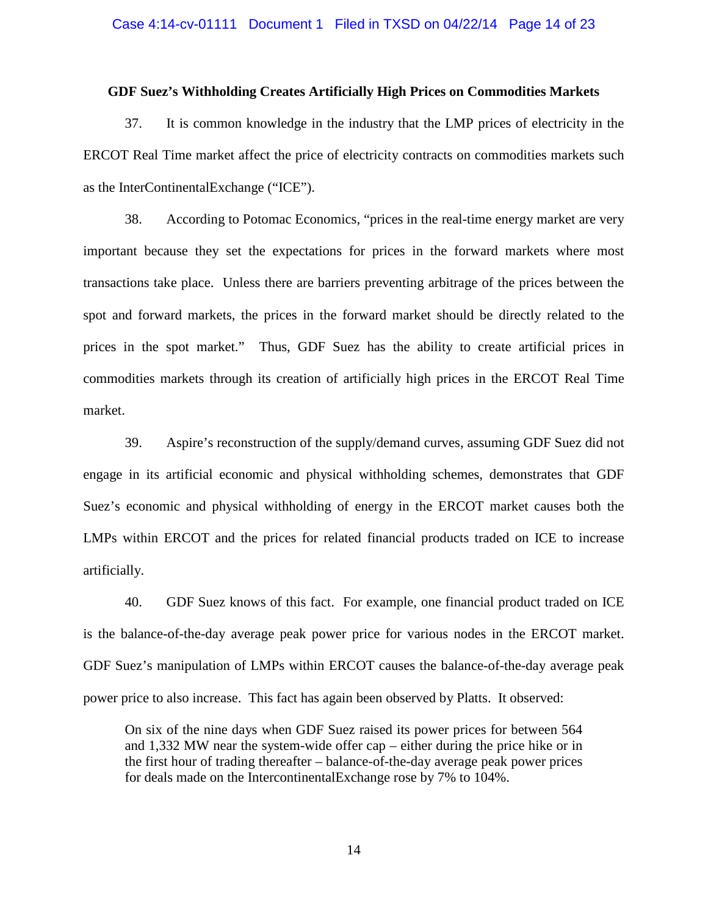**GDF Suez's Withholding Creates Artificially High Prices on Commodities Markets**

37. It is common knowledge in the industry that the LMP prices of electricity in the ERCOT Real Time market affect the price of electricity contracts on commodities markets such as the InterContinentalExchange ("ICE").

38. According to Potomac Economics, "prices in the real-time energy market are very important because they set the expectations for prices in the forward markets where most transactions take place. Unless there are barriers preventing arbitrage of the prices between the spot and forward markets, the prices in the forward market should be directly related to the prices in the spot market." Thus, GDF Suez has the ability to create artificial prices in commodities markets through its creation of artificially high prices in the ERCOT Real Time market.

39. Aspire's reconstruction of the supply/demand curves, assuming GDF Suez did not engage in its artificial economic and physical withholding schemes, demonstrates that GDF Suez's economic and physical withholding of energy in the ERCOT market causes both the LMPs within ERCOT and the prices for related financial products traded on ICE to increase artificially.

40. GDF Suez knows of this fact. For example, one financial product traded on ICE is the balance-of-the-day average peak power price for various nodes in the ERCOT market. GDF Suez's manipulation of LMPs within ERCOT causes the balance-of-the-day average peak power price to also increase. This fact has again been observed by Platts. It observed:

> On six of the nine days when GDF Suez raised its power prices for between 564 and 1,332 MW near the system-wide offer cap – either during the price hike or in the first hour of trading thereafter – balance-of-the-day average peak power prices for deals made on the IntercontinentalExchange rose by 7% to 104%.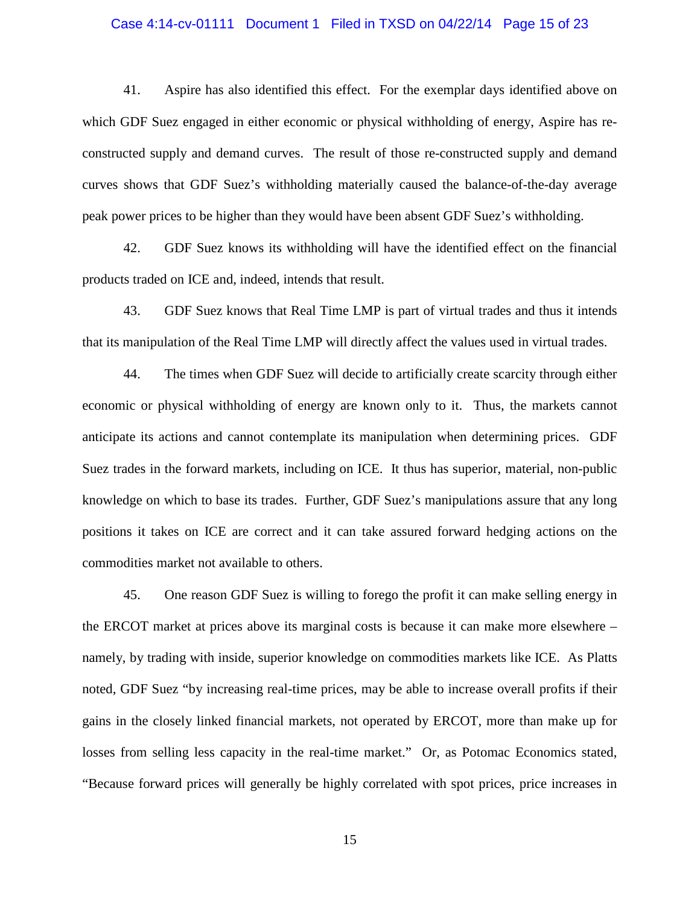41. Aspire has also identified this effect. For the exemplar days identified above on which GDF Suez engaged in either economic or physical withholding of energy, Aspire has re-constructed supply and demand curves. The result of those re-constructed supply and demand curves shows that GDF Suez's withholding materially caused the balance-of-the-day average peak power prices to be higher than they would have been absent GDF Suez's withholding.

42. GDF Suez knows its withholding will have the identified effect on the financial products traded on ICE and, indeed, intends that result.

43. GDF Suez knows that Real Time LMP is part of virtual trades and thus it intends that its manipulation of the Real Time LMP will directly affect the values used in virtual trades.

44. The times when GDF Suez will decide to artificially create scarcity through either economic or physical withholding of energy are known only to it. Thus, the markets cannot anticipate its actions and cannot contemplate its manipulation when determining prices. GDF Suez trades in the forward markets, including on ICE. It thus has superior, material, non-public knowledge on which to base its trades. Further, GDF Suez's manipulations assure that any long positions it takes on ICE are correct and it can take assured forward hedging actions on the commodities market not available to others.

45. One reason GDF Suez is willing to forego the profit it can make selling energy in the ERCOT market at prices above its marginal costs is because it can make more elsewhere – namely, by trading with inside, superior knowledge on commodities markets like ICE. As Platts noted, GDF Suez "by increasing real-time prices, may be able to increase overall profits if their gains in the closely linked financial markets, not operated by ERCOT, more than make up for losses from selling less capacity in the real-time market." Or, as Potomac Economics stated, "Because forward prices will generally be highly correlated with spot prices, price increases in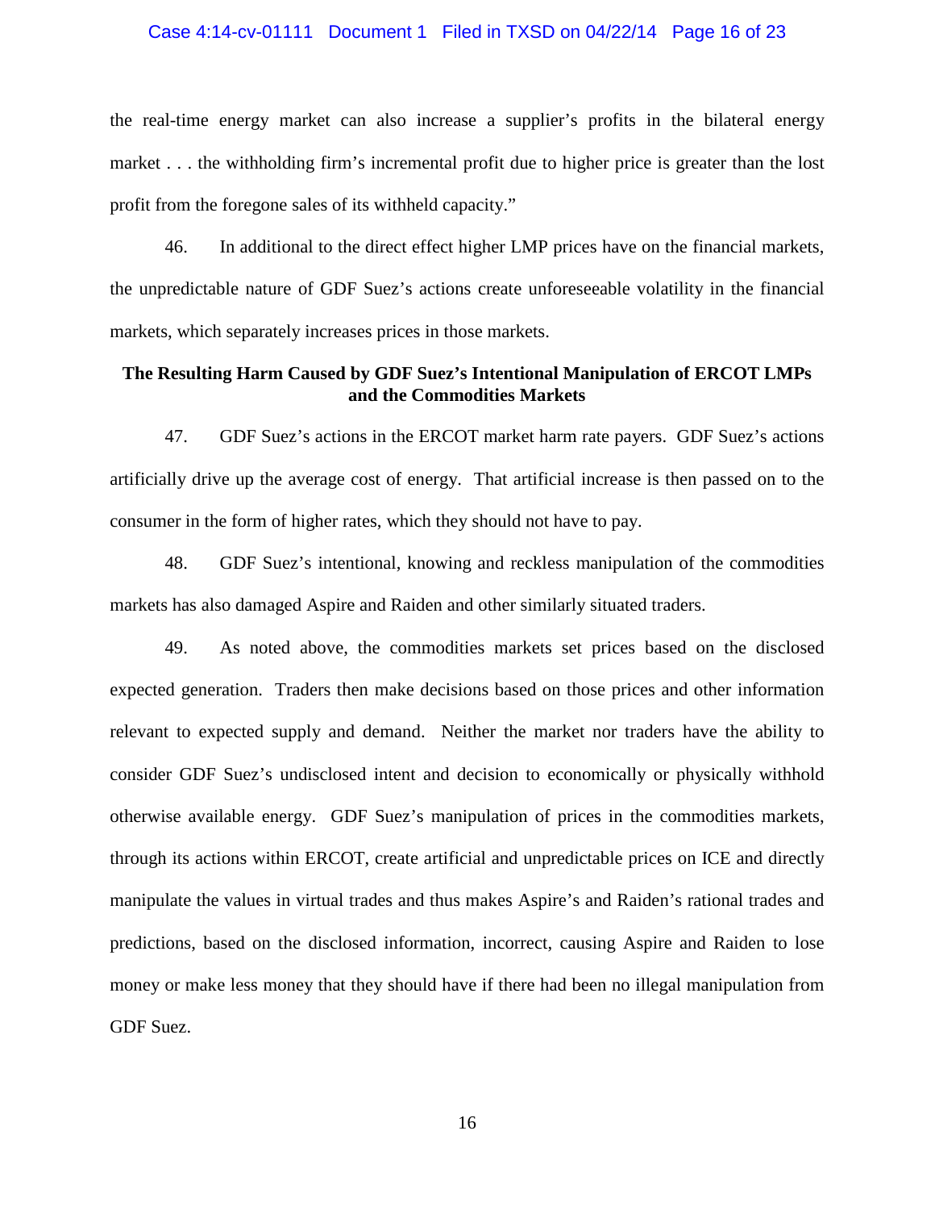the real-time energy market can also increase a supplier's profits in the bilateral energy market . . . the withholding firm's incremental profit due to higher price is greater than the lost profit from the foregone sales of its withheld capacity."

46. In additional to the direct effect higher LMP prices have on the financial markets, the unpredictable nature of GDF Suez's actions create unforeseeable volatility in the financial markets, which separately increases prices in those markets.

**The Resulting Harm Caused by GDF Suez's Intentional Manipulation of ERCOT LMPs and the Commodities Markets**

47. GDF Suez's actions in the ERCOT market harm rate payers. GDF Suez's actions artificially drive up the average cost of energy. That artificial increase is then passed on to the consumer in the form of higher rates, which they should not have to pay.

48. GDF Suez's intentional, knowing and reckless manipulation of the commodities markets has also damaged Aspire and Raiden and other similarly situated traders.

49. As noted above, the commodities markets set prices based on the disclosed expected generation. Traders then make decisions based on those prices and other information relevant to expected supply and demand. Neither the market nor traders have the ability to consider GDF Suez's undisclosed intent and decision to economically or physically withhold otherwise available energy. GDF Suez's manipulation of prices in the commodities markets, through its actions within ERCOT, create artificial and unpredictable prices on ICE and directly manipulate the values in virtual trades and thus makes Aspire's and Raiden's rational trades and predictions, based on the disclosed information, incorrect, causing Aspire and Raiden to lose money or make less money that they should have if there had been no illegal manipulation from GDF Suez.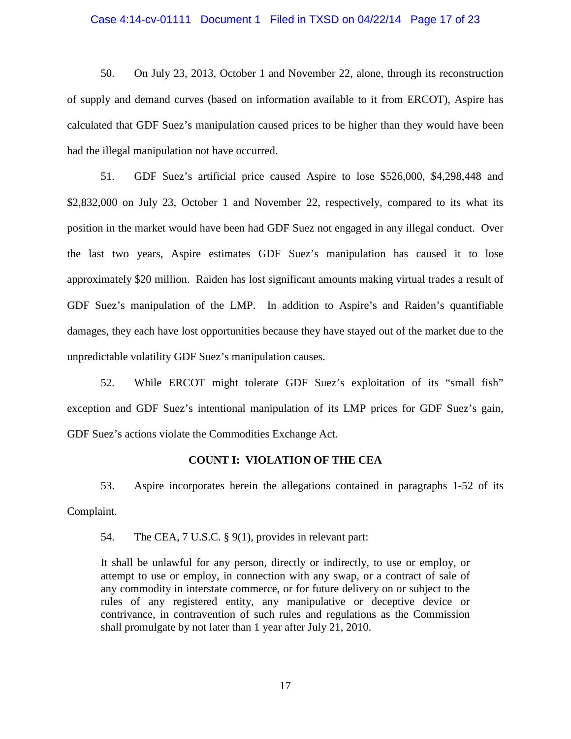50. On July 23, 2013, October 1 and November 22, alone, through its reconstruction of supply and demand curves (based on information available to it from ERCOT), Aspire has calculated that GDF Suez's manipulation caused prices to be higher than they would have been had the illegal manipulation not have occurred.

51. GDF Suez's artificial price caused Aspire to lose $526,000, $4,298,448 and $2,832,000 on July 23, October 1 and November 22, respectively, compared to its what its position in the market would have been had GDF Suez not engaged in any illegal conduct. Over the last two years, Aspire estimates GDF Suez's manipulation has caused it to lose approximately $20 million. Raiden has lost significant amounts making virtual trades a result of GDF Suez's manipulation of the LMP. In addition to Aspire's and Raiden's quantifiable damages, they each have lost opportunities because they have stayed out of the market due to the unpredictable volatility GDF Suez's manipulation causes.

52. While ERCOT might tolerate GDF Suez's exploitation of its "small fish" exception and GDF Suez's intentional manipulation of its LMP prices for GDF Suez's gain, GDF Suez's actions violate the Commodities Exchange Act.

**COUNT I: VIOLATION OF THE CEA**

53. Aspire incorporates herein the allegations contained in paragraphs 1-52 of its Complaint.

54. The CEA, 7 U.S.C. § 9(1), provides in relevant part:

> It shall be unlawful for any person, directly or indirectly, to use or employ, or attempt to use or employ, in connection with any swap, or a contract of sale of any commodity in interstate commerce, or for future delivery on or subject to the rules of any registered entity, any manipulative or deceptive device or contrivance, in contravention of such rules and regulations as the Commission shall promulgate by not later than 1 year after July 21, 2010.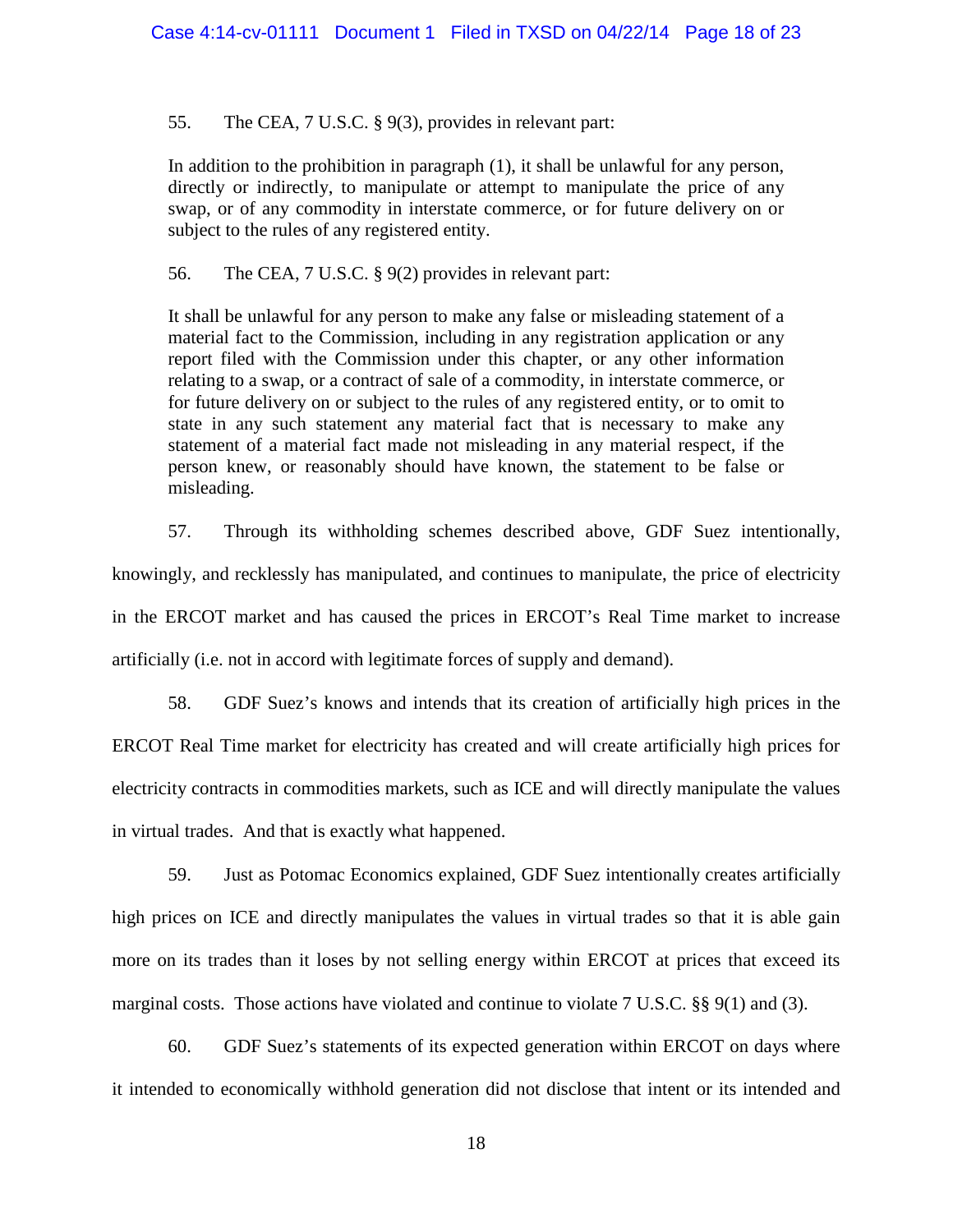55. The CEA, 7 U.S.C. § 9(3), provides in relevant part:

> In addition to the prohibition in paragraph (1), it shall be unlawful for any person, directly or indirectly, to manipulate or attempt to manipulate the price of any swap, or of any commodity in interstate commerce, or for future delivery on or subject to the rules of any registered entity.

56. The CEA, 7 U.S.C. § 9(2) provides in relevant part:

> It shall be unlawful for any person to make any false or misleading statement of a material fact to the Commission, including in any registration application or any report filed with the Commission under this chapter, or any other information relating to a swap, or a contract of sale of a commodity, in interstate commerce, or for future delivery on or subject to the rules of any registered entity, or to omit to state in any such statement any material fact that is necessary to make any statement of a material fact made not misleading in any material respect, if the person knew, or reasonably should have known, the statement to be false or misleading.

57. Through its withholding schemes described above, GDF Suez intentionally, knowingly, and recklessly has manipulated, and continues to manipulate, the price of electricity in the ERCOT market and has caused the prices in ERCOT's Real Time market to increase artificially (i.e. not in accord with legitimate forces of supply and demand).

58. GDF Suez's knows and intends that its creation of artificially high prices in the ERCOT Real Time market for electricity has created and will create artificially high prices for electricity contracts in commodities markets, such as ICE and will directly manipulate the values in virtual trades. And that is exactly what happened.

59. Just as Potomac Economics explained, GDF Suez intentionally creates artificially high prices on ICE and directly manipulates the values in virtual trades so that it is able gain more on its trades than it loses by not selling energy within ERCOT at prices that exceed its marginal costs. Those actions have violated and continue to violate 7 U.S.C. §§ 9(1) and (3).

60. GDF Suez's statements of its expected generation within ERCOT on days where it intended to economically withhold generation did not disclose that intent or its intended and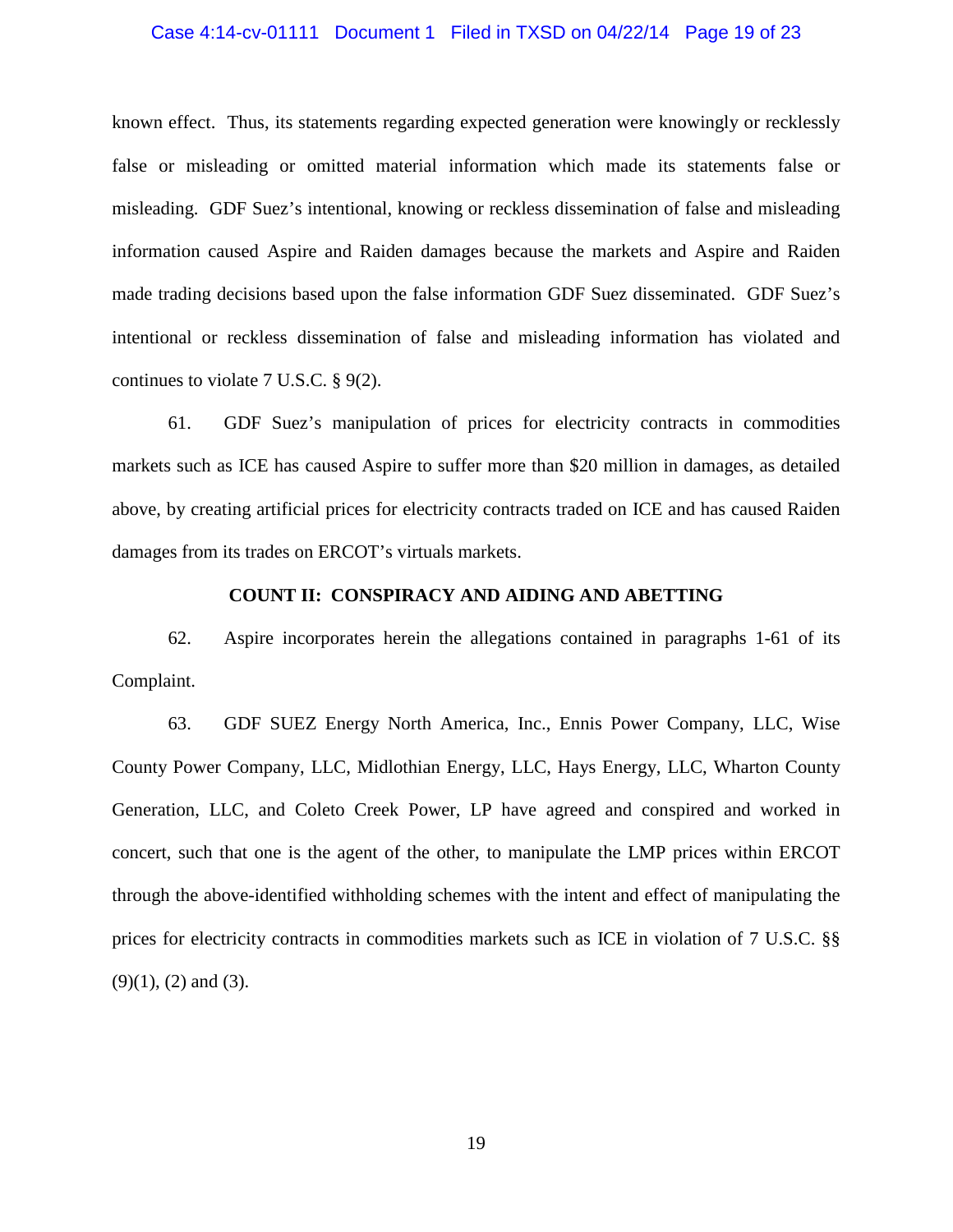known effect. Thus, its statements regarding expected generation were knowingly or recklessly false or misleading or omitted material information which made its statements false or misleading. GDF Suez's intentional, knowing or reckless dissemination of false and misleading information caused Aspire and Raiden damages because the markets and Aspire and Raiden made trading decisions based upon the false information GDF Suez disseminated. GDF Suez's intentional or reckless dissemination of false and misleading information has violated and continues to violate 7 U.S.C. § 9(2).

61. GDF Suez's manipulation of prices for electricity contracts in commodities markets such as ICE has caused Aspire to suffer more than $20 million in damages, as detailed above, by creating artificial prices for electricity contracts traded on ICE and has caused Raiden damages from its trades on ERCOT's virtuals markets.

**COUNT II: CONSPIRACY AND AIDING AND ABETTING**

62. Aspire incorporates herein the allegations contained in paragraphs 1-61 of its Complaint.

63. GDF SUEZ Energy North America, Inc., Ennis Power Company, LLC, Wise County Power Company, LLC, Midlothian Energy, LLC, Hays Energy, LLC, Wharton County Generation, LLC, and Coleto Creek Power, LP have agreed and conspired and worked in concert, such that one is the agent of the other, to manipulate the LMP prices within ERCOT through the above-identified withholding schemes with the intent and effect of manipulating the prices for electricity contracts in commodities markets such as ICE in violation of 7 U.S.C. §§ (9)(1), (2) and (3).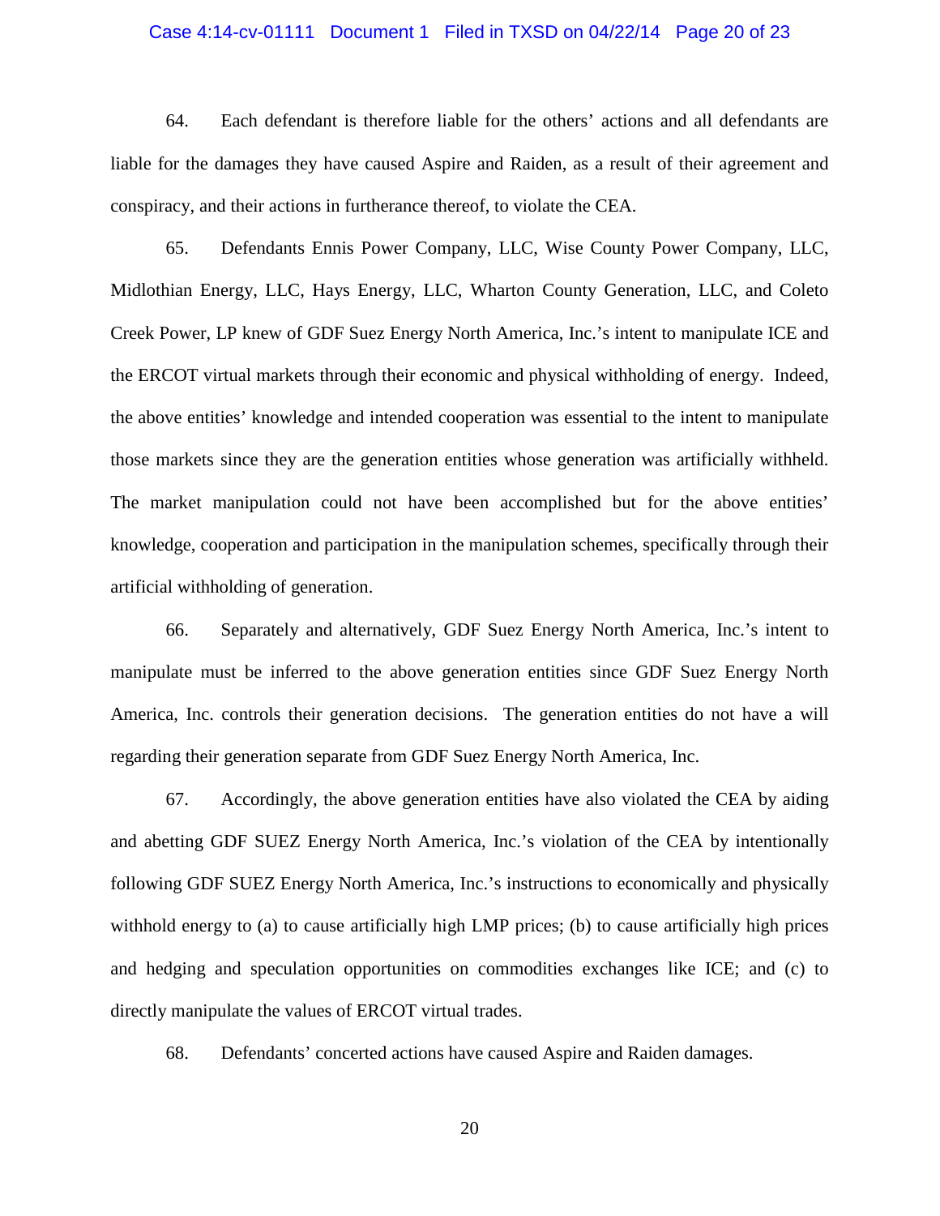64. Each defendant is therefore liable for the others' actions and all defendants are liable for the damages they have caused Aspire and Raiden, as a result of their agreement and conspiracy, and their actions in furtherance thereof, to violate the CEA.

65. Defendants Ennis Power Company, LLC, Wise County Power Company, LLC, Midlothian Energy, LLC, Hays Energy, LLC, Wharton County Generation, LLC, and Coleto Creek Power, LP knew of GDF Suez Energy North America, Inc.'s intent to manipulate ICE and the ERCOT virtual markets through their economic and physical withholding of energy. Indeed, the above entities' knowledge and intended cooperation was essential to the intent to manipulate those markets since they are the generation entities whose generation was artificially withheld. The market manipulation could not have been accomplished but for the above entities' knowledge, cooperation and participation in the manipulation schemes, specifically through their artificial withholding of generation.

66. Separately and alternatively, GDF Suez Energy North America, Inc.'s intent to manipulate must be inferred to the above generation entities since GDF Suez Energy North America, Inc. controls their generation decisions. The generation entities do not have a will regarding their generation separate from GDF Suez Energy North America, Inc.

67. Accordingly, the above generation entities have also violated the CEA by aiding and abetting GDF SUEZ Energy North America, Inc.'s violation of the CEA by intentionally following GDF SUEZ Energy North America, Inc.'s instructions to economically and physically withhold energy to (a) to cause artificially high LMP prices; (b) to cause artificially high prices and hedging and speculation opportunities on commodities exchanges like ICE; and (c) to directly manipulate the values of ERCOT virtual trades.

68. Defendants' concerted actions have caused Aspire and Raiden damages.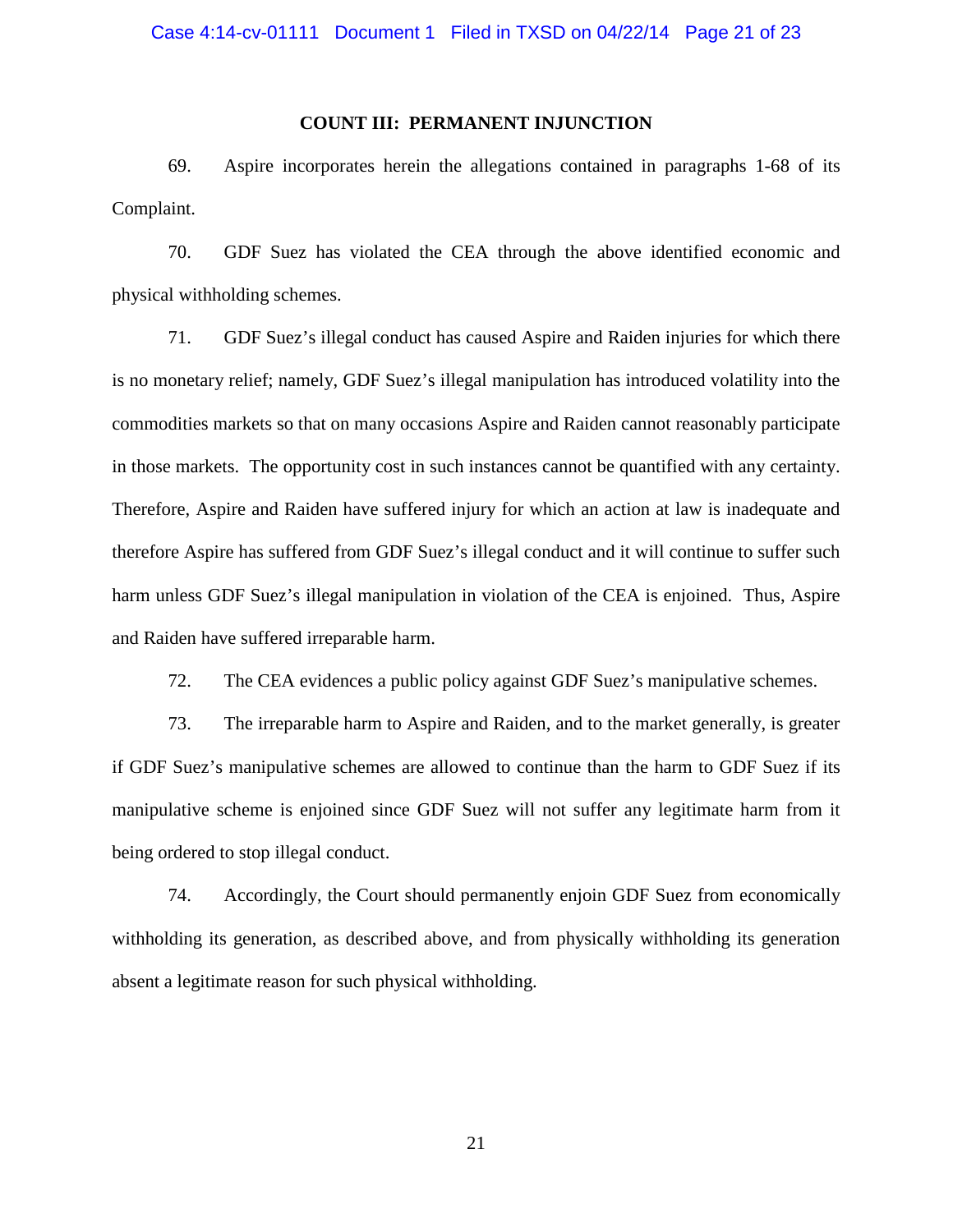**COUNT III: PERMANENT INJUNCTION**

69. Aspire incorporates herein the allegations contained in paragraphs 1-68 of its Complaint.

70. GDF Suez has violated the CEA through the above identified economic and physical withholding schemes.

71. GDF Suez's illegal conduct has caused Aspire and Raiden injuries for which there is no monetary relief; namely, GDF Suez's illegal manipulation has introduced volatility into the commodities markets so that on many occasions Aspire and Raiden cannot reasonably participate in those markets. The opportunity cost in such instances cannot be quantified with any certainty. Therefore, Aspire and Raiden have suffered injury for which an action at law is inadequate and therefore Aspire has suffered from GDF Suez's illegal conduct and it will continue to suffer such harm unless GDF Suez's illegal manipulation in violation of the CEA is enjoined. Thus, Aspire and Raiden have suffered irreparable harm.

72. The CEA evidences a public policy against GDF Suez's manipulative schemes.

73. The irreparable harm to Aspire and Raiden, and to the market generally, is greater if GDF Suez's manipulative schemes are allowed to continue than the harm to GDF Suez if its manipulative scheme is enjoined since GDF Suez will not suffer any legitimate harm from it being ordered to stop illegal conduct.

74. Accordingly, the Court should permanently enjoin GDF Suez from economically withholding its generation, as described above, and from physically withholding its generation absent a legitimate reason for such physical withholding.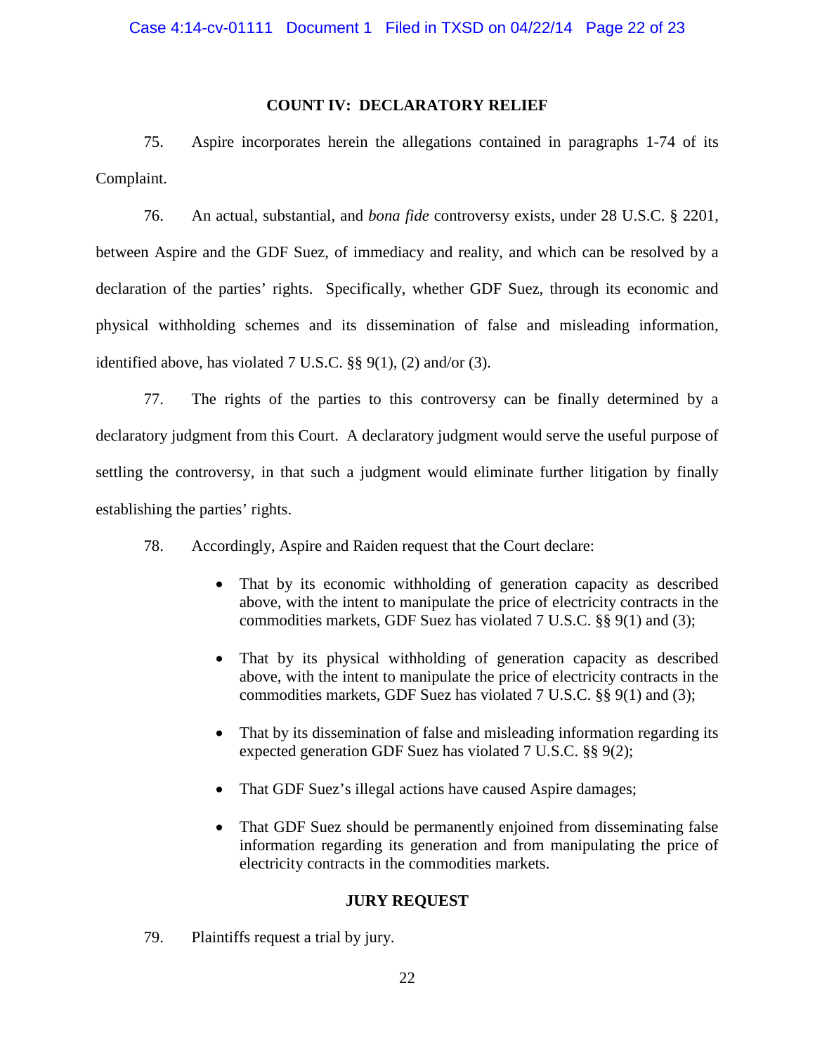## COUNT IV: DECLARATORY RELIEF

75. Aspire incorporates herein the allegations contained in paragraphs 1-74 of its Complaint.

76. An actual, substantial, and *bona fide* controversy exists, under 28 U.S.C. § 2201, between Aspire and the GDF Suez, of immediacy and reality, and which can be resolved by a declaration of the parties' rights. Specifically, whether GDF Suez, through its economic and physical withholding schemes and its dissemination of false and misleading information, identified above, has violated 7 U.S.C. §§ 9(1), (2) and/or (3).

77. The rights of the parties to this controversy can be finally determined by a declaratory judgment from this Court. A declaratory judgment would serve the useful purpose of settling the controversy, in that such a judgment would eliminate further litigation by finally establishing the parties' rights.

78. Accordingly, Aspire and Raiden request that the Court declare:

- That by its economic withholding of generation capacity as described above, with the intent to manipulate the price of electricity contracts in the commodities markets, GDF Suez has violated 7 U.S.C. §§ 9(1) and (3);
- That by its physical withholding of generation capacity as described above, with the intent to manipulate the price of electricity contracts in the commodities markets, GDF Suez has violated 7 U.S.C. §§ 9(1) and (3);
- That by its dissemination of false and misleading information regarding its expected generation GDF Suez has violated 7 U.S.C. §§ 9(2);
- That GDF Suez's illegal actions have caused Aspire damages;
- That GDF Suez should be permanently enjoined from disseminating false information regarding its generation and from manipulating the price of electricity contracts in the commodities markets.

## JURY REQUEST

79. Plaintiffs request a trial by jury.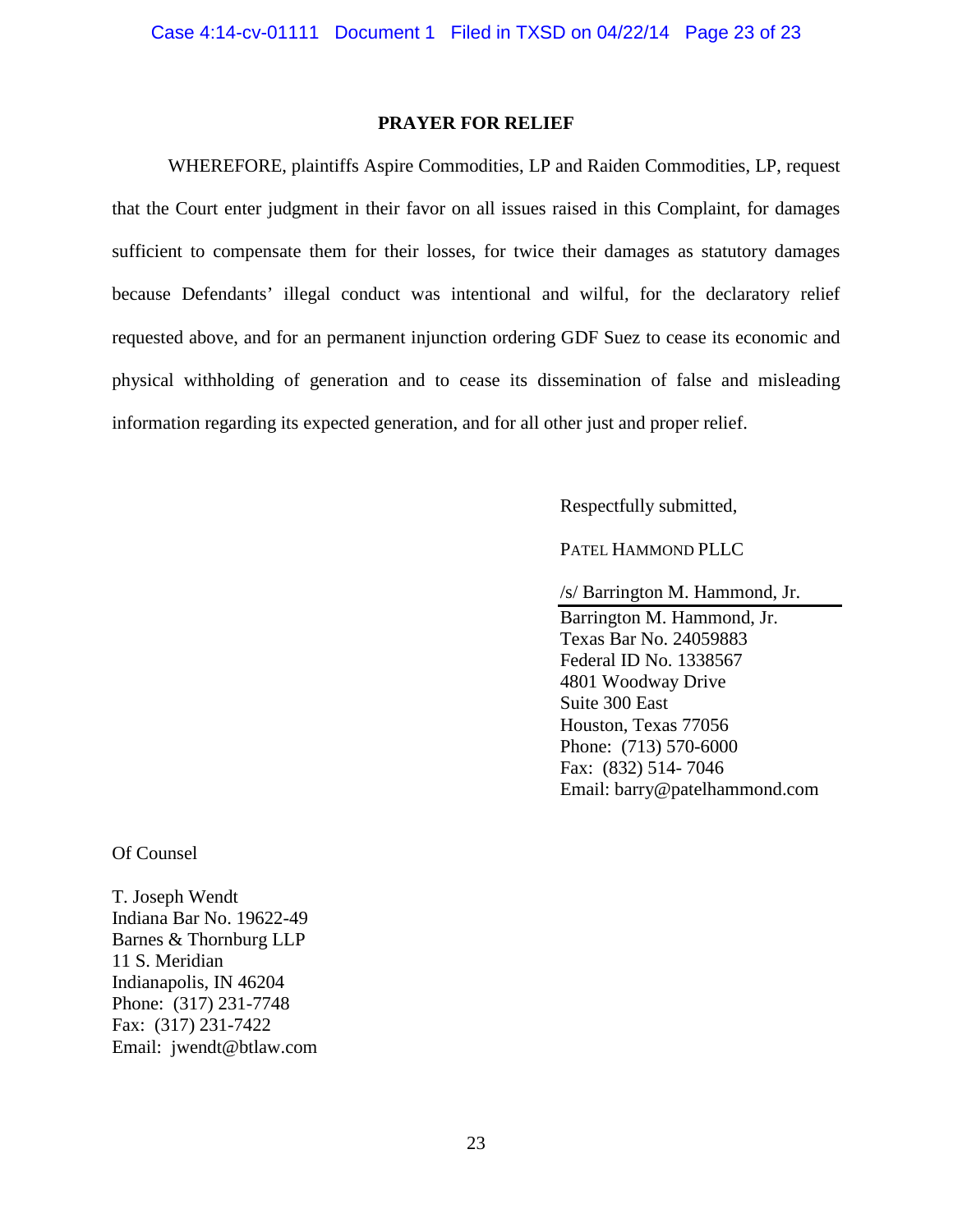## PRAYER FOR RELIEF

WHEREFORE, plaintiffs Aspire Commodities, LP and Raiden Commodities, LP, request that the Court enter judgment in their favor on all issues raised in this Complaint, for damages sufficient to compensate them for their losses, for twice their damages as statutory damages because Defendants' illegal conduct was intentional and wilful, for the declaratory relief requested above, and for an permanent injunction ordering GDF Suez to cease its economic and physical withholding of generation and to cease its dissemination of false and misleading information regarding its expected generation, and for all other just and proper relief.

Respectfully submitted,

PATEL HAMMOND PLLC

/s/ Barrington M. Hammond, Jr.
Barrington M. Hammond, Jr.
Texas Bar No. 24059883
Federal ID No. 1338567
4801 Woodway Drive
Suite 300 East
Houston, Texas 77056
Phone: (713) 570-6000
Fax: (832) 514- 7046
Email: barry@patelhammond.com

Of Counsel

T. Joseph Wendt
Indiana Bar No. 19622-49
Barnes & Thornburg LLP
11 S. Meridian
Indianapolis, IN 46204
Phone: (317) 231-7748
Fax: (317) 231-7422
Email: jwendt@btlaw.com